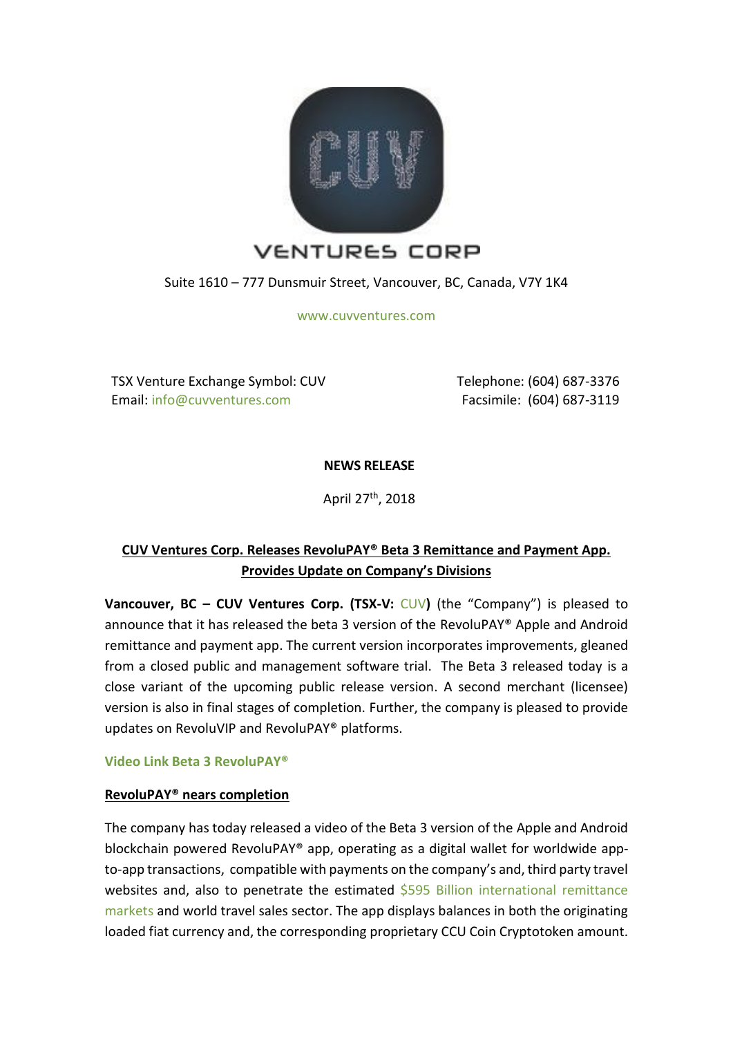VENTURES CORP

Suite 1610 – 777 Dunsmuir Street, Vancouver, BC, Canada, V7Y 1K4

www.cuvventures.com

TSX Venture Exchange Symbol: CUV
Email: info@cuvventures.com

Telephone: (604) 687-3376
Facsimile: (604) 687-3119

**NEWS RELEASE**

April 27th, 2018

**CUV Ventures Corp. Releases RevoluPAY® Beta 3 Remittance and Payment App. Provides Update on Company's Divisions**

**Vancouver, BC – CUV Ventures Corp. (TSX-V: CUV)** (the "Company") is pleased to announce that it has released the beta 3 version of the RevoluPAY® Apple and Android remittance and payment app. The current version incorporates improvements, gleaned from a closed public and management software trial. The Beta 3 released today is a close variant of the upcoming public release version. A second merchant (licensee) version is also in final stages of completion. Further, the company is pleased to provide updates on RevoluVIP and RevoluPAY® platforms.

**Video Link Beta 3 RevoluPAY®**

**RevoluPAY® nears completion**

The company has today released a video of the Beta 3 version of the Apple and Android blockchain powered RevoluPAY® app, operating as a digital wallet for worldwide app-to-app transactions, compatible with payments on the company's and, third party travel websites and, also to penetrate the estimated $595 Billion international remittance markets and world travel sales sector. The app displays balances in both the originating loaded fiat currency and, the corresponding proprietary CCU Coin Cryptotoken amount.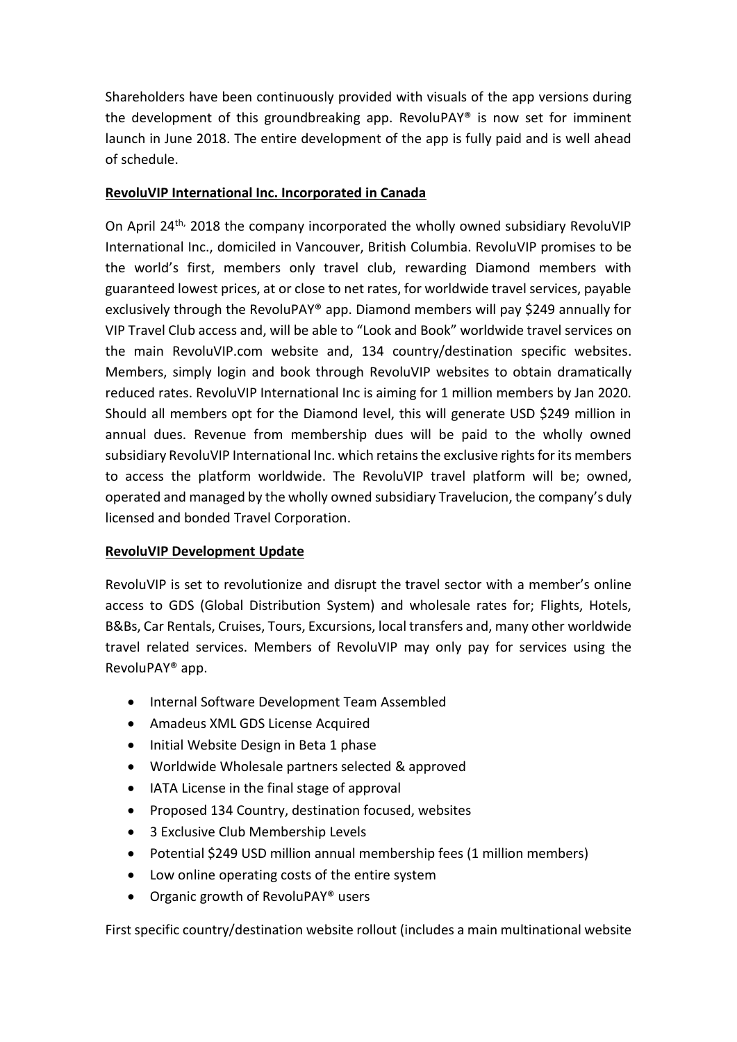Shareholders have been continuously provided with visuals of the app versions during the development of this groundbreaking app. RevoluPAY® is now set for imminent launch in June 2018. The entire development of the app is fully paid and is well ahead of schedule.

**RevoluVIP International Inc. Incorporated in Canada**

On April 24th, 2018 the company incorporated the wholly owned subsidiary RevoluVIP International Inc., domiciled in Vancouver, British Columbia. RevoluVIP promises to be the world's first, members only travel club, rewarding Diamond members with guaranteed lowest prices, at or close to net rates, for worldwide travel services, payable exclusively through the RevoluPAY® app. Diamond members will pay $249 annually for VIP Travel Club access and, will be able to "Look and Book" worldwide travel services on the main RevoluVIP.com website and, 134 country/destination specific websites. Members, simply login and book through RevoluVIP websites to obtain dramatically reduced rates. RevoluVIP International Inc is aiming for 1 million members by Jan 2020. Should all members opt for the Diamond level, this will generate USD $249 million in annual dues. Revenue from membership dues will be paid to the wholly owned subsidiary RevoluVIP International Inc. which retains the exclusive rights for its members to access the platform worldwide. The RevoluVIP travel platform will be; owned, operated and managed by the wholly owned subsidiary Travelucion, the company's duly licensed and bonded Travel Corporation.

**RevoluVIP Development Update**

RevoluVIP is set to revolutionize and disrupt the travel sector with a member's online access to GDS (Global Distribution System) and wholesale rates for; Flights, Hotels, B&Bs, Car Rentals, Cruises, Tours, Excursions, local transfers and, many other worldwide travel related services. Members of RevoluVIP may only pay for services using the RevoluPAY® app.

- Internal Software Development Team Assembled
- Amadeus XML GDS License Acquired
- Initial Website Design in Beta 1 phase
- Worldwide Wholesale partners selected & approved
- IATA License in the final stage of approval
- Proposed 134 Country, destination focused, websites
- 3 Exclusive Club Membership Levels
- Potential $249 USD million annual membership fees (1 million members)
- Low online operating costs of the entire system
- Organic growth of RevoluPAY® users

First specific country/destination website rollout (includes a main multinational website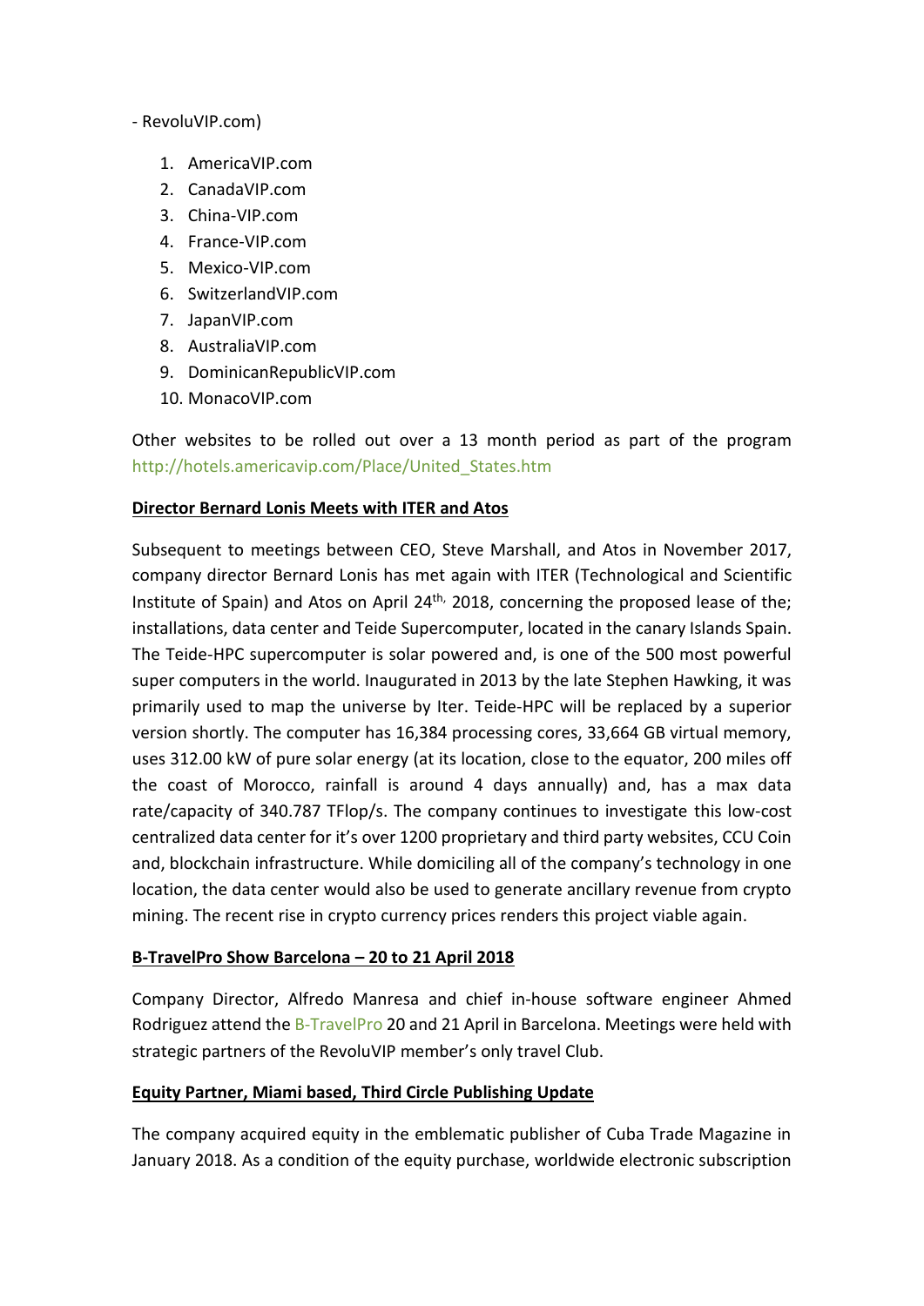- RevoluVIP.com)

1. AmericaVIP.com
2. CanadaVIP.com
3. China-VIP.com
4. France-VIP.com
5. Mexico-VIP.com
6. SwitzerlandVIP.com
7. JapanVIP.com
8. AustraliaVIP.com
9. DominicanRepublicVIP.com
10. MonacoVIP.com

Other websites to be rolled out over a 13 month period as part of the program http://hotels.americavip.com/Place/United_States.htm

**Director Bernard Lonis Meets with ITER and Atos**

Subsequent to meetings between CEO, Steve Marshall, and Atos in November 2017, company director Bernard Lonis has met again with ITER (Technological and Scientific Institute of Spain) and Atos on April 24th, 2018, concerning the proposed lease of the; installations, data center and Teide Supercomputer, located in the canary Islands Spain. The Teide-HPC supercomputer is solar powered and, is one of the 500 most powerful super computers in the world. Inaugurated in 2013 by the late Stephen Hawking, it was primarily used to map the universe by Iter. Teide-HPC will be replaced by a superior version shortly. The computer has 16,384 processing cores, 33,664 GB virtual memory, uses 312.00 kW of pure solar energy (at its location, close to the equator, 200 miles off the coast of Morocco, rainfall is around 4 days annually) and, has a max data rate/capacity of 340.787 TFlop/s. The company continues to investigate this low-cost centralized data center for it's over 1200 proprietary and third party websites, CCU Coin and, blockchain infrastructure. While domiciling all of the company's technology in one location, the data center would also be used to generate ancillary revenue from crypto mining. The recent rise in crypto currency prices renders this project viable again.

**B-TravelPro Show Barcelona – 20 to 21 April 2018**

Company Director, Alfredo Manresa and chief in-house software engineer Ahmed Rodriguez attend the B-TravelPro 20 and 21 April in Barcelona. Meetings were held with strategic partners of the RevoluVIP member's only travel Club.

**Equity Partner, Miami based, Third Circle Publishing Update**

The company acquired equity in the emblematic publisher of Cuba Trade Magazine in January 2018. As a condition of the equity purchase, worldwide electronic subscription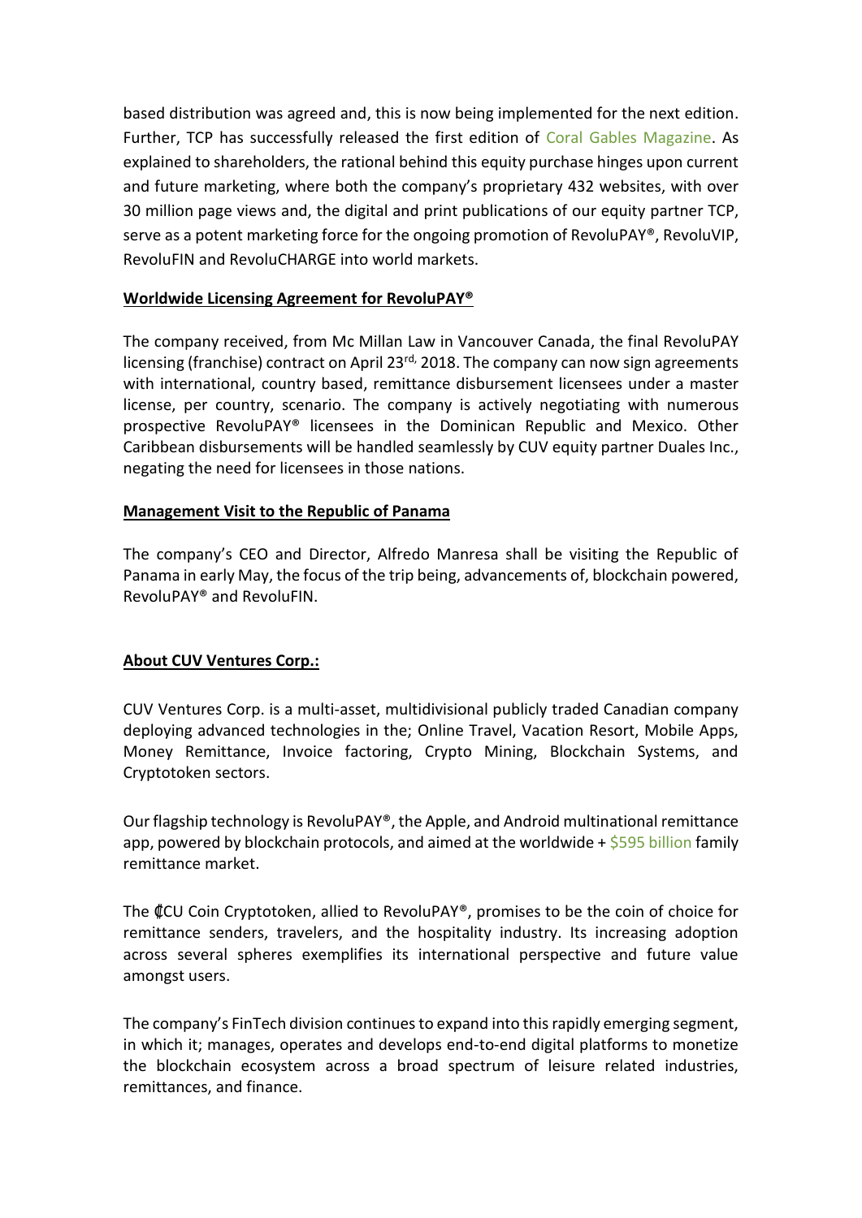based distribution was agreed and, this is now being implemented for the next edition. Further, TCP has successfully released the first edition of Coral Gables Magazine. As explained to shareholders, the rational behind this equity purchase hinges upon current and future marketing, where both the company's proprietary 432 websites, with over 30 million page views and, the digital and print publications of our equity partner TCP, serve as a potent marketing force for the ongoing promotion of RevoluPAY®, RevoluVIP, RevoluFIN and RevoluCHARGE into world markets.

**Worldwide Licensing Agreement for RevoluPAY®**

The company received, from Mc Millan Law in Vancouver Canada, the final RevoluPAY licensing (franchise) contract on April 23rd, 2018. The company can now sign agreements with international, country based, remittance disbursement licensees under a master license, per country, scenario. The company is actively negotiating with numerous prospective RevoluPAY® licensees in the Dominican Republic and Mexico. Other Caribbean disbursements will be handled seamlessly by CUV equity partner Duales Inc., negating the need for licensees in those nations.

**Management Visit to the Republic of Panama**

The company's CEO and Director, Alfredo Manresa shall be visiting the Republic of Panama in early May, the focus of the trip being, advancements of, blockchain powered, RevoluPAY® and RevoluFIN.

**About CUV Ventures Corp.:**

CUV Ventures Corp. is a multi-asset, multidivisional publicly traded Canadian company deploying advanced technologies in the; Online Travel, Vacation Resort, Mobile Apps, Money Remittance, Invoice factoring, Crypto Mining, Blockchain Systems, and Cryptotoken sectors.

Our flagship technology is RevoluPAY®, the Apple, and Android multinational remittance app, powered by blockchain protocols, and aimed at the worldwide + $595 billion family remittance market.

The ₵CU Coin Cryptotoken, allied to RevoluPAY®, promises to be the coin of choice for remittance senders, travelers, and the hospitality industry. Its increasing adoption across several spheres exemplifies its international perspective and future value amongst users.

The company's FinTech division continues to expand into this rapidly emerging segment, in which it; manages, operates and develops end-to-end digital platforms to monetize the blockchain ecosystem across a broad spectrum of leisure related industries, remittances, and finance.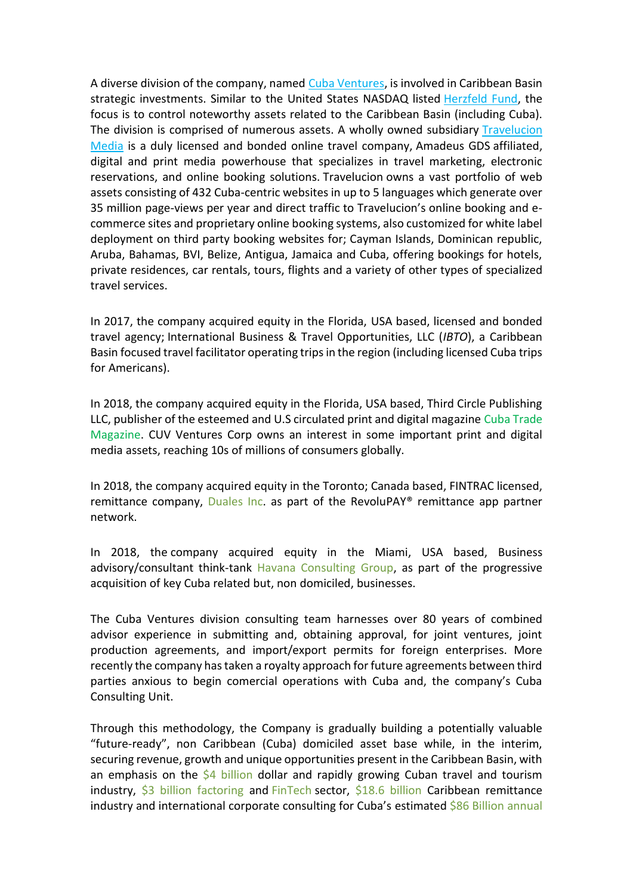A diverse division of the company, named Cuba Ventures, is involved in Caribbean Basin strategic investments. Similar to the United States NASDAQ listed Herzfeld Fund, the focus is to control noteworthy assets related to the Caribbean Basin (including Cuba). The division is comprised of numerous assets. A wholly owned subsidiary Travelucion Media is a duly licensed and bonded online travel company, Amadeus GDS affiliated, digital and print media powerhouse that specializes in travel marketing, electronic reservations, and online booking solutions. Travelucion owns a vast portfolio of web assets consisting of 432 Cuba-centric websites in up to 5 languages which generate over 35 million page-views per year and direct traffic to Travelucion's online booking and e-commerce sites and proprietary online booking systems, also customized for white label deployment on third party booking websites for; Cayman Islands, Dominican republic, Aruba, Bahamas, BVI, Belize, Antigua, Jamaica and Cuba, offering bookings for hotels, private residences, car rentals, tours, flights and a variety of other types of specialized travel services.

In 2017, the company acquired equity in the Florida, USA based, licensed and bonded travel agency; International Business & Travel Opportunities, LLC (*IBTO*), a Caribbean Basin focused travel facilitator operating trips in the region (including licensed Cuba trips for Americans).

In 2018, the company acquired equity in the Florida, USA based, Third Circle Publishing LLC, publisher of the esteemed and U.S circulated print and digital magazine Cuba Trade Magazine. CUV Ventures Corp owns an interest in some important print and digital media assets, reaching 10s of millions of consumers globally.

In 2018, the company acquired equity in the Toronto; Canada based, FINTRAC licensed, remittance company, Duales Inc. as part of the RevoluPAY® remittance app partner network.

In 2018, the company acquired equity in the Miami, USA based, Business advisory/consultant think-tank Havana Consulting Group, as part of the progressive acquisition of key Cuba related but, non domiciled, businesses.

The Cuba Ventures division consulting team harnesses over 80 years of combined advisor experience in submitting and, obtaining approval, for joint ventures, joint production agreements, and import/export permits for foreign enterprises. More recently the company has taken a royalty approach for future agreements between third parties anxious to begin comercial operations with Cuba and, the company's Cuba Consulting Unit.

Through this methodology, the Company is gradually building a potentially valuable "future-ready", non Caribbean (Cuba) domiciled asset base while, in the interim, securing revenue, growth and unique opportunities present in the Caribbean Basin, with an emphasis on the $4 billion dollar and rapidly growing Cuban travel and tourism industry, $3 billion factoring and FinTech sector, $18.6 billion Caribbean remittance industry and international corporate consulting for Cuba's estimated $86 Billion annual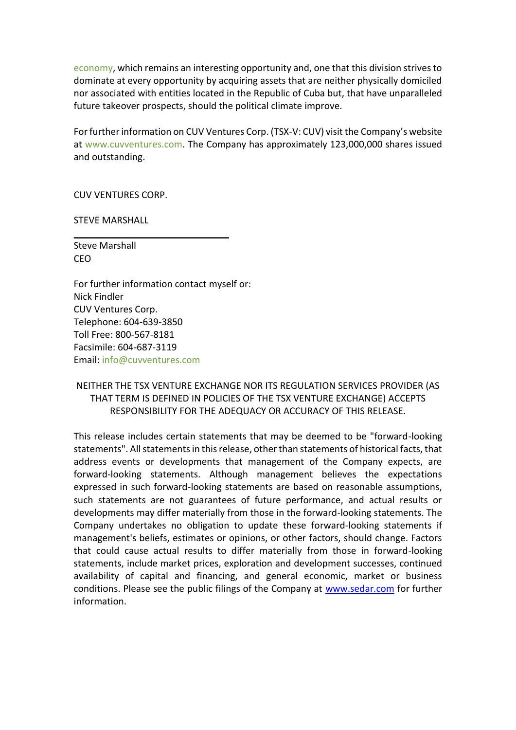economy, which remains an interesting opportunity and, one that this division strives to dominate at every opportunity by acquiring assets that are neither physically domiciled nor associated with entities located in the Republic of Cuba but, that have unparalleled future takeover prospects, should the political climate improve.

For further information on CUV Ventures Corp. (TSX-V: CUV) visit the Company's website at www.cuvventures.com. The Company has approximately 123,000,000 shares issued and outstanding.

CUV VENTURES CORP.

STEVE MARSHALL

\_\_\_\_\_\_\_\_\_\_\_\_\_\_\_\_\_\_\_\_\_\_\_\_\_\_\_\_\_\_

Steve Marshall
CEO

For further information contact myself or:
Nick Findler
CUV Ventures Corp.
Telephone: 604-639-3850
Toll Free: 800-567-8181
Facsimile: 604-687-3119
Email: info@cuvventures.com

NEITHER THE TSX VENTURE EXCHANGE NOR ITS REGULATION SERVICES PROVIDER (AS THAT TERM IS DEFINED IN POLICIES OF THE TSX VENTURE EXCHANGE) ACCEPTS RESPONSIBILITY FOR THE ADEQUACY OR ACCURACY OF THIS RELEASE.

This release includes certain statements that may be deemed to be "forward-looking statements". All statements in this release, other than statements of historical facts, that address events or developments that management of the Company expects, are forward-looking statements. Although management believes the expectations expressed in such forward-looking statements are based on reasonable assumptions, such statements are not guarantees of future performance, and actual results or developments may differ materially from those in the forward-looking statements. The Company undertakes no obligation to update these forward-looking statements if management's beliefs, estimates or opinions, or other factors, should change. Factors that could cause actual results to differ materially from those in forward-looking statements, include market prices, exploration and development successes, continued availability of capital and financing, and general economic, market or business conditions. Please see the public filings of the Company at www.sedar.com for further information.